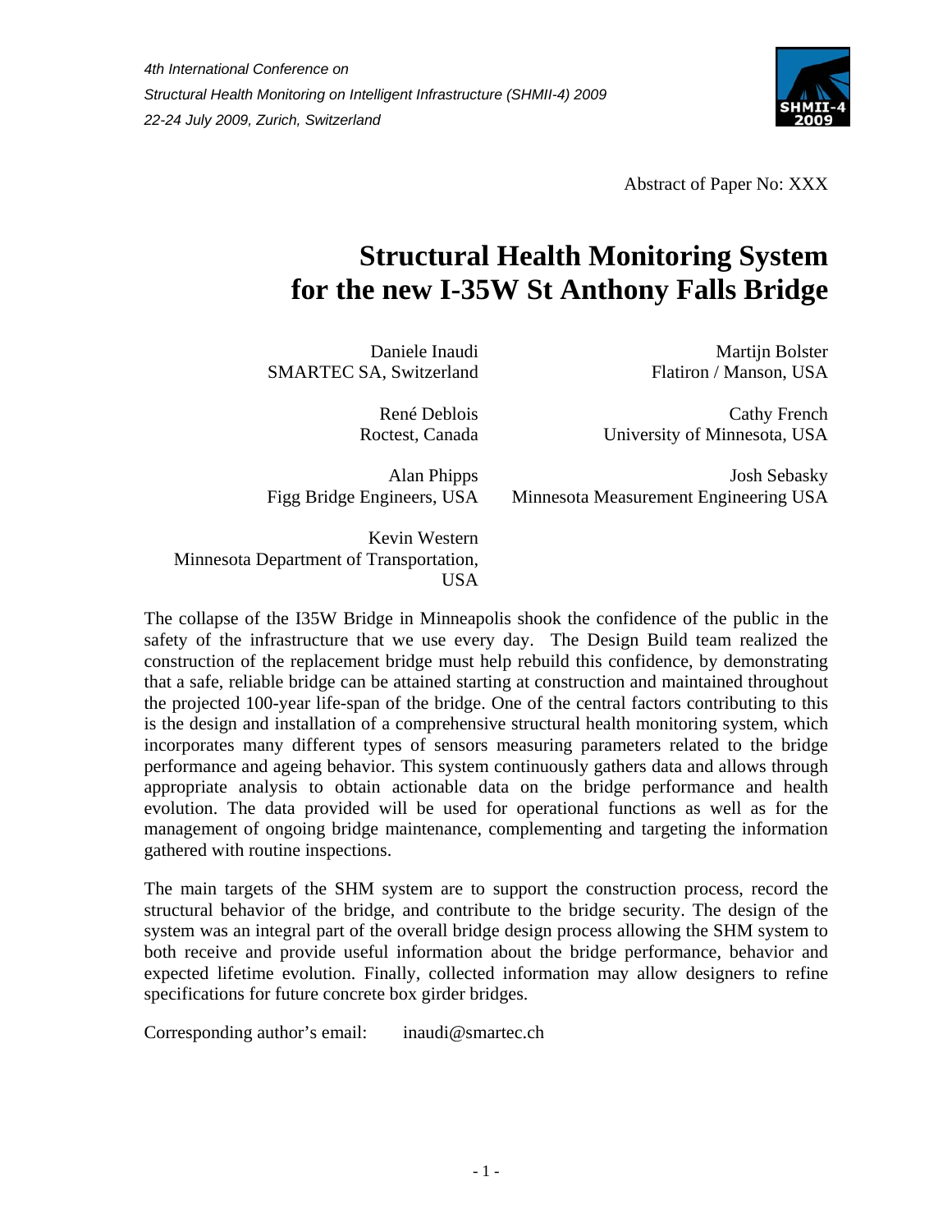*4th International Conference on*
*Structural Health Monitoring on Intelligent Infrastructure (SHMII-4) 2009*
*22-24 July 2009, Zurich, Switzerland*

Abstract of Paper No: XXX

# Structural Health Monitoring System for the new I-35W St Anthony Falls Bridge

Daniele Inaudi
SMARTEC SA, Switzerland

Martijn Bolster
Flatiron / Manson, USA

René Deblois
Roctest, Canada

Cathy French
University of Minnesota, USA

Alan Phipps
Figg Bridge Engineers, USA

Josh Sebasky
Minnesota Measurement Engineering USA

Kevin Western
Minnesota Department of Transportation, USA

The collapse of the I35W Bridge in Minneapolis shook the confidence of the public in the safety of the infrastructure that we use every day. The Design Build team realized the construction of the replacement bridge must help rebuild this confidence, by demonstrating that a safe, reliable bridge can be attained starting at construction and maintained throughout the projected 100-year life-span of the bridge. One of the central factors contributing to this is the design and installation of a comprehensive structural health monitoring system, which incorporates many different types of sensors measuring parameters related to the bridge performance and ageing behavior. This system continuously gathers data and allows through appropriate analysis to obtain actionable data on the bridge performance and health evolution. The data provided will be used for operational functions as well as for the management of ongoing bridge maintenance, complementing and targeting the information gathered with routine inspections.

The main targets of the SHM system are to support the construction process, record the structural behavior of the bridge, and contribute to the bridge security. The design of the system was an integral part of the overall bridge design process allowing the SHM system to both receive and provide useful information about the bridge performance, behavior and expected lifetime evolution. Finally, collected information may allow designers to refine specifications for future concrete box girder bridges.

Corresponding author's email: inaudi@smartec.ch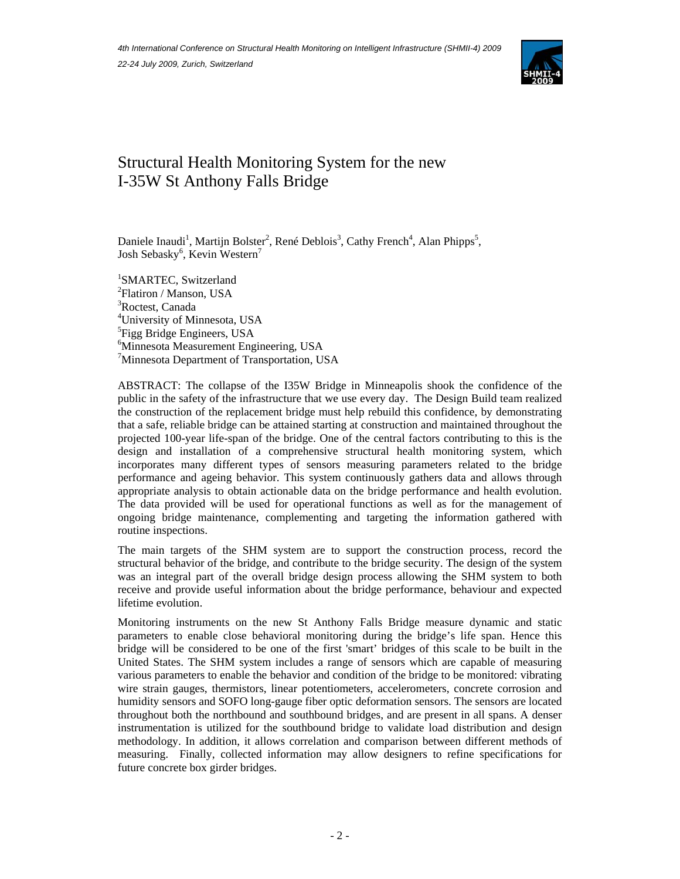# Structural Health Monitoring System for the new I-35W St Anthony Falls Bridge

Daniele Inaudi[1], Martijn Bolster[2], René Deblois[3], Cathy French[4], Alan Phipps[5], Josh Sebasky[6], Kevin Western[7]

[1]SMARTEC, Switzerland  
[2]Flatiron / Manson, USA  
[3]Roctest, Canada  
[4]University of Minnesota, USA  
[5]Figg Bridge Engineers, USA  
[6]Minnesota Measurement Engineering, USA  
[7]Minnesota Department of Transportation, USA

ABSTRACT: The collapse of the I35W Bridge in Minneapolis shook the confidence of the public in the safety of the infrastructure that we use every day. The Design Build team realized the construction of the replacement bridge must help rebuild this confidence, by demonstrating that a safe, reliable bridge can be attained starting at construction and maintained throughout the projected 100-year life-span of the bridge. One of the central factors contributing to this is the design and installation of a comprehensive structural health monitoring system, which incorporates many different types of sensors measuring parameters related to the bridge performance and ageing behavior. This system continuously gathers data and allows through appropriate analysis to obtain actionable data on the bridge performance and health evolution. The data provided will be used for operational functions as well as for the management of ongoing bridge maintenance, complementing and targeting the information gathered with routine inspections.

The main targets of the SHM system are to support the construction process, record the structural behavior of the bridge, and contribute to the bridge security. The design of the system was an integral part of the overall bridge design process allowing the SHM system to both receive and provide useful information about the bridge performance, behaviour and expected lifetime evolution.

Monitoring instruments on the new St Anthony Falls Bridge measure dynamic and static parameters to enable close behavioral monitoring during the bridge's life span. Hence this bridge will be considered to be one of the first 'smart' bridges of this scale to be built in the United States. The SHM system includes a range of sensors which are capable of measuring various parameters to enable the behavior and condition of the bridge to be monitored: vibrating wire strain gauges, thermistors, linear potentiometers, accelerometers, concrete corrosion and humidity sensors and SOFO long-gauge fiber optic deformation sensors. The sensors are located throughout both the northbound and southbound bridges, and are present in all spans. A denser instrumentation is utilized for the southbound bridge to validate load distribution and design methodology. In addition, it allows correlation and comparison between different methods of measuring. Finally, collected information may allow designers to refine specifications for future concrete box girder bridges.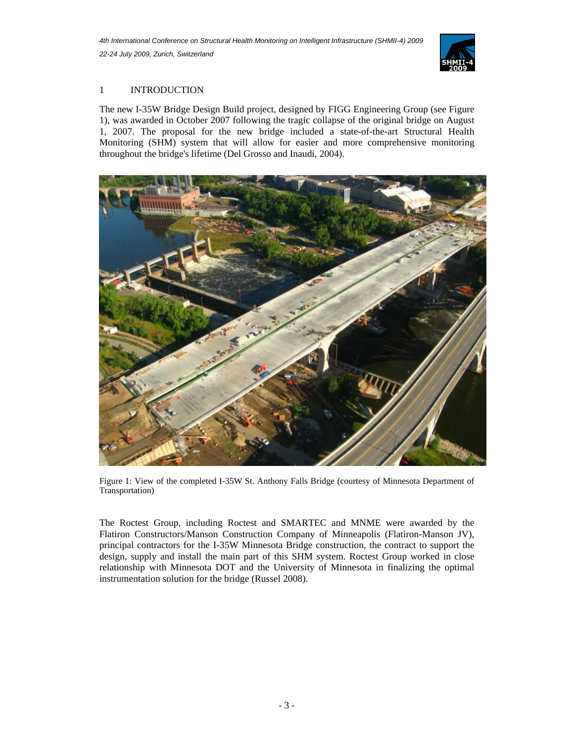# 1 INTRODUCTION

The new I-35W Bridge Design Build project, designed by FIGG Engineering Group (see Figure 1), was awarded in October 2007 following the tragic collapse of the original bridge on August 1, 2007. The proposal for the new bridge included a state-of-the-art Structural Health Monitoring (SHM) system that will allow for easier and more comprehensive monitoring throughout the bridge's lifetime (Del Grosso and Inaudi, 2004).

Figure 1: View of the completed I-35W St. Anthony Falls Bridge (courtesy of Minnesota Department of Transportation)

The Roctest Group, including Roctest and SMARTEC and MNME were awarded by the Flatiron Constructors/Manson Construction Company of Minneapolis (Flatiron-Manson JV), principal contractors for the I-35W Minnesota Bridge construction, the contract to support the design, supply and install the main part of this SHM system. Roctest Group worked in close relationship with Minnesota DOT and the University of Minnesota in finalizing the optimal instrumentation solution for the bridge (Russel 2008).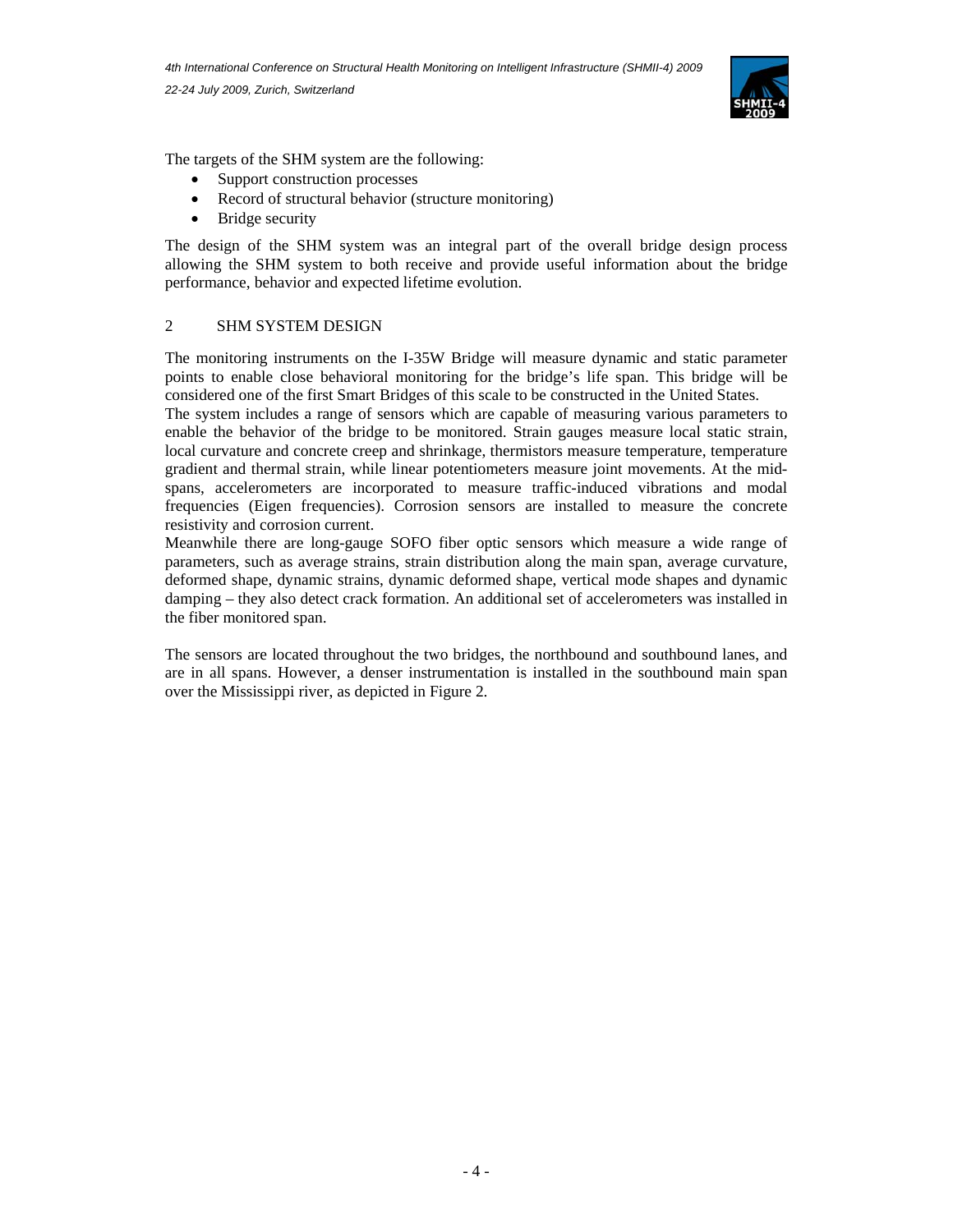The targets of the SHM system are the following:

- Support construction processes
- Record of structural behavior (structure monitoring)
- Bridge security

The design of the SHM system was an integral part of the overall bridge design process allowing the SHM system to both receive and provide useful information about the bridge performance, behavior and expected lifetime evolution.

## 2 SHM SYSTEM DESIGN

The monitoring instruments on the I-35W Bridge will measure dynamic and static parameter points to enable close behavioral monitoring for the bridge's life span. This bridge will be considered one of the first Smart Bridges of this scale to be constructed in the United States.

The system includes a range of sensors which are capable of measuring various parameters to enable the behavior of the bridge to be monitored. Strain gauges measure local static strain, local curvature and concrete creep and shrinkage, thermistors measure temperature, temperature gradient and thermal strain, while linear potentiometers measure joint movements. At the mid-spans, accelerometers are incorporated to measure traffic-induced vibrations and modal frequencies (Eigen frequencies). Corrosion sensors are installed to measure the concrete resistivity and corrosion current.

Meanwhile there are long-gauge SOFO fiber optic sensors which measure a wide range of parameters, such as average strains, strain distribution along the main span, average curvature, deformed shape, dynamic strains, dynamic deformed shape, vertical mode shapes and dynamic damping – they also detect crack formation. An additional set of accelerometers was installed in the fiber monitored span.

The sensors are located throughout the two bridges, the northbound and southbound lanes, and are in all spans. However, a denser instrumentation is installed in the southbound main span over the Mississippi river, as depicted in Figure 2.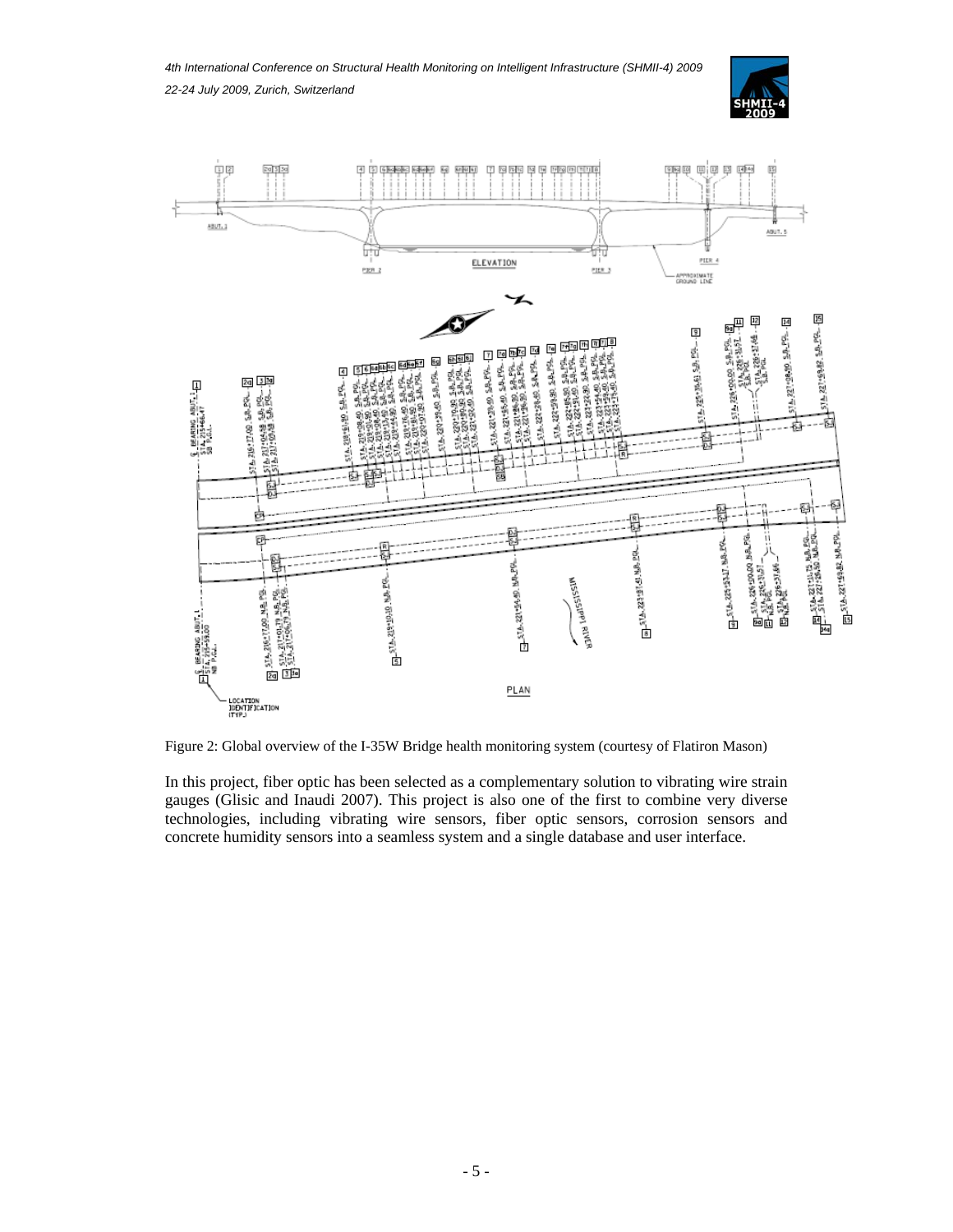Figure 2: Global overview of the I-35W Bridge health monitoring system (courtesy of Flatiron Mason)

In this project, fiber optic has been selected as a complementary solution to vibrating wire strain gauges (Glisic and Inaudi 2007). This project is also one of the first to combine very diverse technologies, including vibrating wire sensors, fiber optic sensors, corrosion sensors and concrete humidity sensors into a seamless system and a single database and user interface.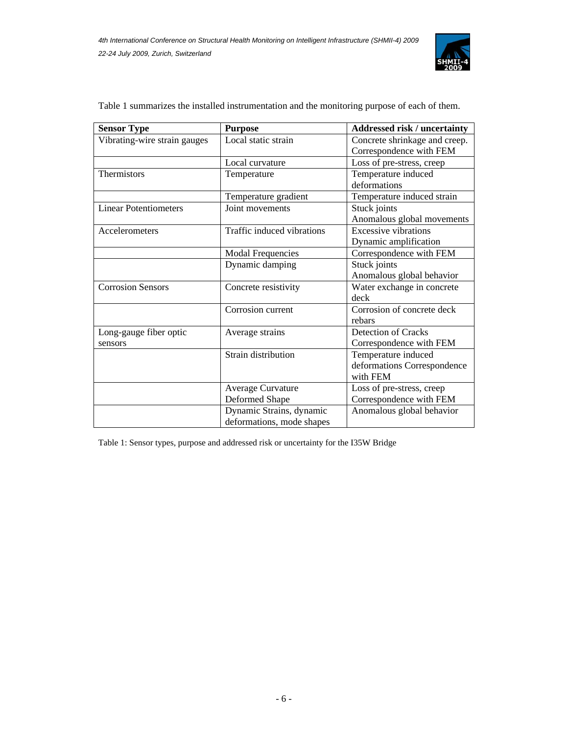Table 1 summarizes the installed instrumentation and the monitoring purpose of each of them.

| Sensor Type | Purpose | Addressed risk / uncertainty |
|---|---|---|
| Vibrating-wire strain gauges | Local static strain | Concrete shrinkage and creep. Correspondence with FEM |
| | Local curvature | Loss of pre-stress, creep |
| Thermistors | Temperature | Temperature induced deformations |
| | Temperature gradient | Temperature induced strain |
| Linear Potentiometers | Joint movements | Stuck joints<br>Anomalous global movements |
| Accelerometers | Traffic induced vibrations | Excessive vibrations<br>Dynamic amplification |
| | Modal Frequencies | Correspondence with FEM |
| | Dynamic damping | Stuck joints<br>Anomalous global behavior |
| Corrosion Sensors | Concrete resistivity | Water exchange in concrete deck |
| | Corrosion current | Corrosion of concrete deck rebars |
| Long-gauge fiber optic sensors | Average strains | Detection of Cracks<br>Correspondence with FEM |
| | Strain distribution | Temperature induced deformations Correspondence with FEM |
| | Average Curvature<br>Deformed Shape | Loss of pre-stress, creep<br>Correspondence with FEM |
| | Dynamic Strains, dynamic deformations, mode shapes | Anomalous global behavior |

Table 1: Sensor types, purpose and addressed risk or uncertainty for the I35W Bridge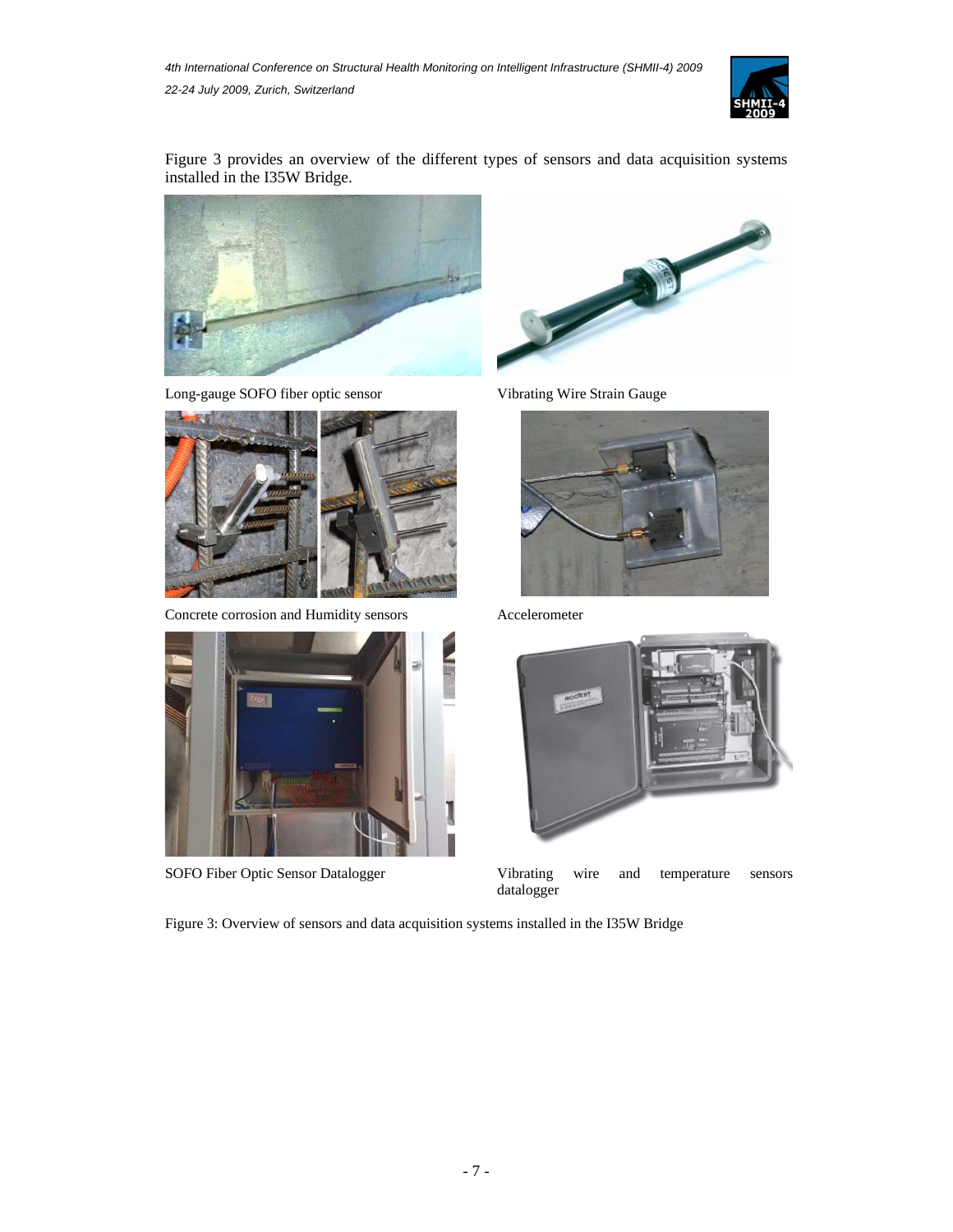Figure 3 provides an overview of the different types of sensors and data acquisition systems installed in the I35W Bridge.

Long-gauge SOFO fiber optic sensor

Vibrating Wire Strain Gauge

Concrete corrosion and Humidity sensors

Accelerometer

SOFO Fiber Optic Sensor Datalogger

Vibrating wire and temperature sensors datalogger

Figure 3: Overview of sensors and data acquisition systems installed in the I35W Bridge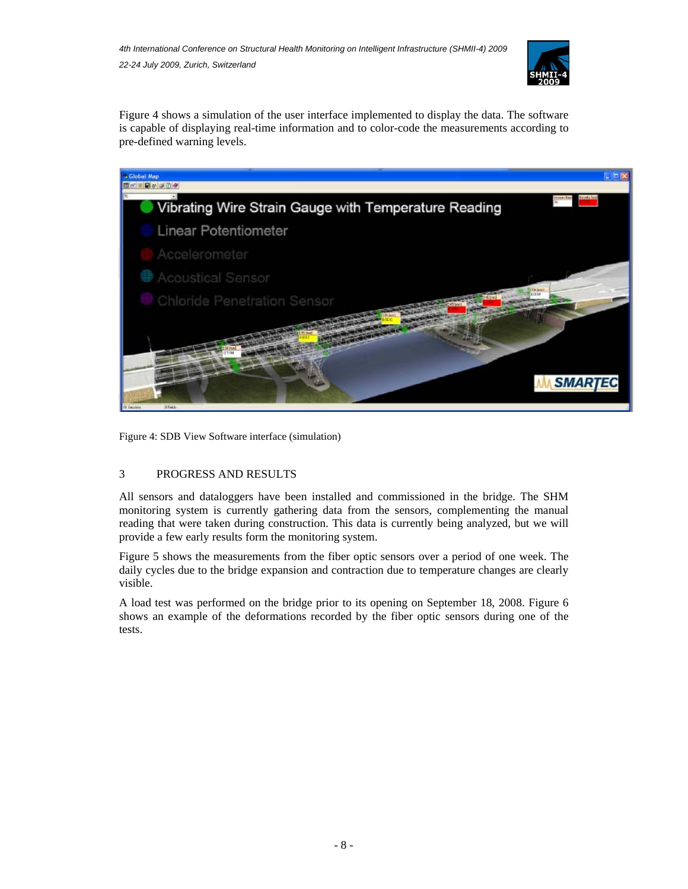Figure 4 shows a simulation of the user interface implemented to display the data. The software is capable of displaying real-time information and to color-code the measurements according to pre-defined warning levels.

Figure 4: SDB View Software interface (simulation)

## 3 PROGRESS AND RESULTS

All sensors and dataloggers have been installed and commissioned in the bridge. The SHM monitoring system is currently gathering data from the sensors, complementing the manual reading that were taken during construction. This data is currently being analyzed, but we will provide a few early results form the monitoring system.

Figure 5 shows the measurements from the fiber optic sensors over a period of one week. The daily cycles due to the bridge expansion and contraction due to temperature changes are clearly visible.

A load test was performed on the bridge prior to its opening on September 18, 2008. Figure 6 shows an example of the deformations recorded by the fiber optic sensors during one of the tests.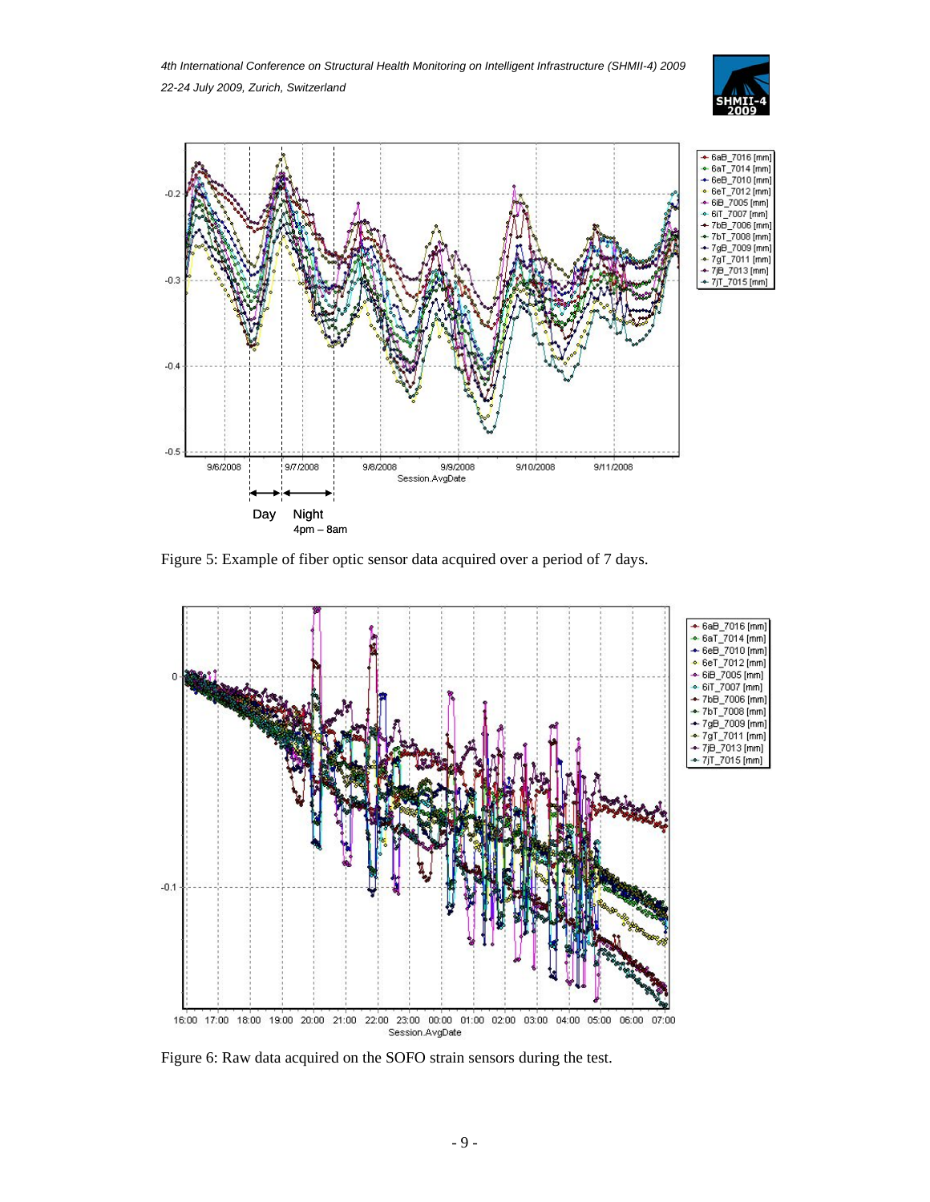Figure 5: Example of fiber optic sensor data acquired over a period of 7 days.

Figure 6: Raw data acquired on the SOFO strain sensors during the test.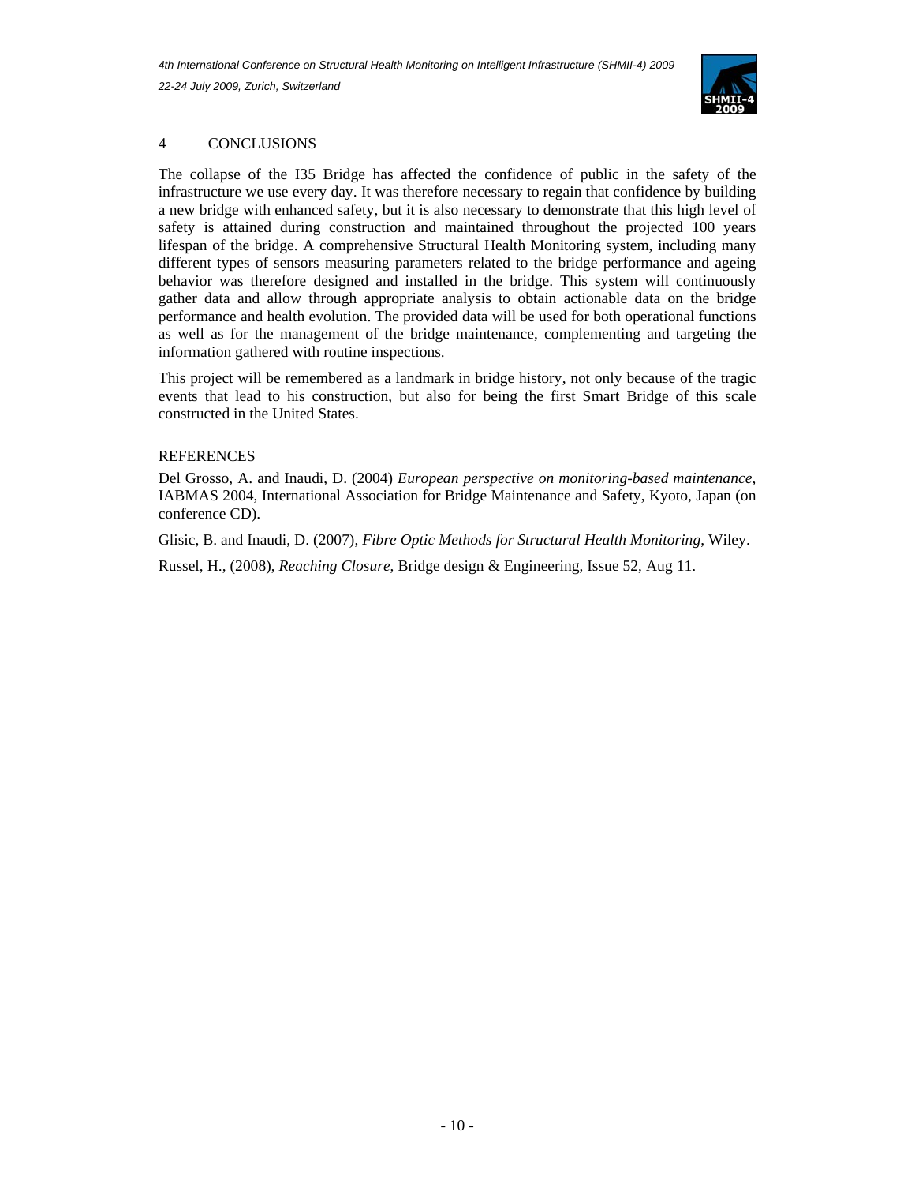## 4 CONCLUSIONS

The collapse of the I35 Bridge has affected the confidence of public in the safety of the infrastructure we use every day. It was therefore necessary to regain that confidence by building a new bridge with enhanced safety, but it is also necessary to demonstrate that this high level of safety is attained during construction and maintained throughout the projected 100 years lifespan of the bridge. A comprehensive Structural Health Monitoring system, including many different types of sensors measuring parameters related to the bridge performance and ageing behavior was therefore designed and installed in the bridge. This system will continuously gather data and allow through appropriate analysis to obtain actionable data on the bridge performance and health evolution. The provided data will be used for both operational functions as well as for the management of the bridge maintenance, complementing and targeting the information gathered with routine inspections.

This project will be remembered as a landmark in bridge history, not only because of the tragic events that lead to his construction, but also for being the first Smart Bridge of this scale constructed in the United States.

## REFERENCES

Del Grosso, A. and Inaudi, D. (2004) *European perspective on monitoring-based maintenance*, IABMAS 2004, International Association for Bridge Maintenance and Safety, Kyoto, Japan (on conference CD).

Glisic, B. and Inaudi, D. (2007), *Fibre Optic Methods for Structural Health Monitoring*, Wiley.

Russel, H., (2008), *Reaching Closure*, Bridge design & Engineering, Issue 52, Aug 11.